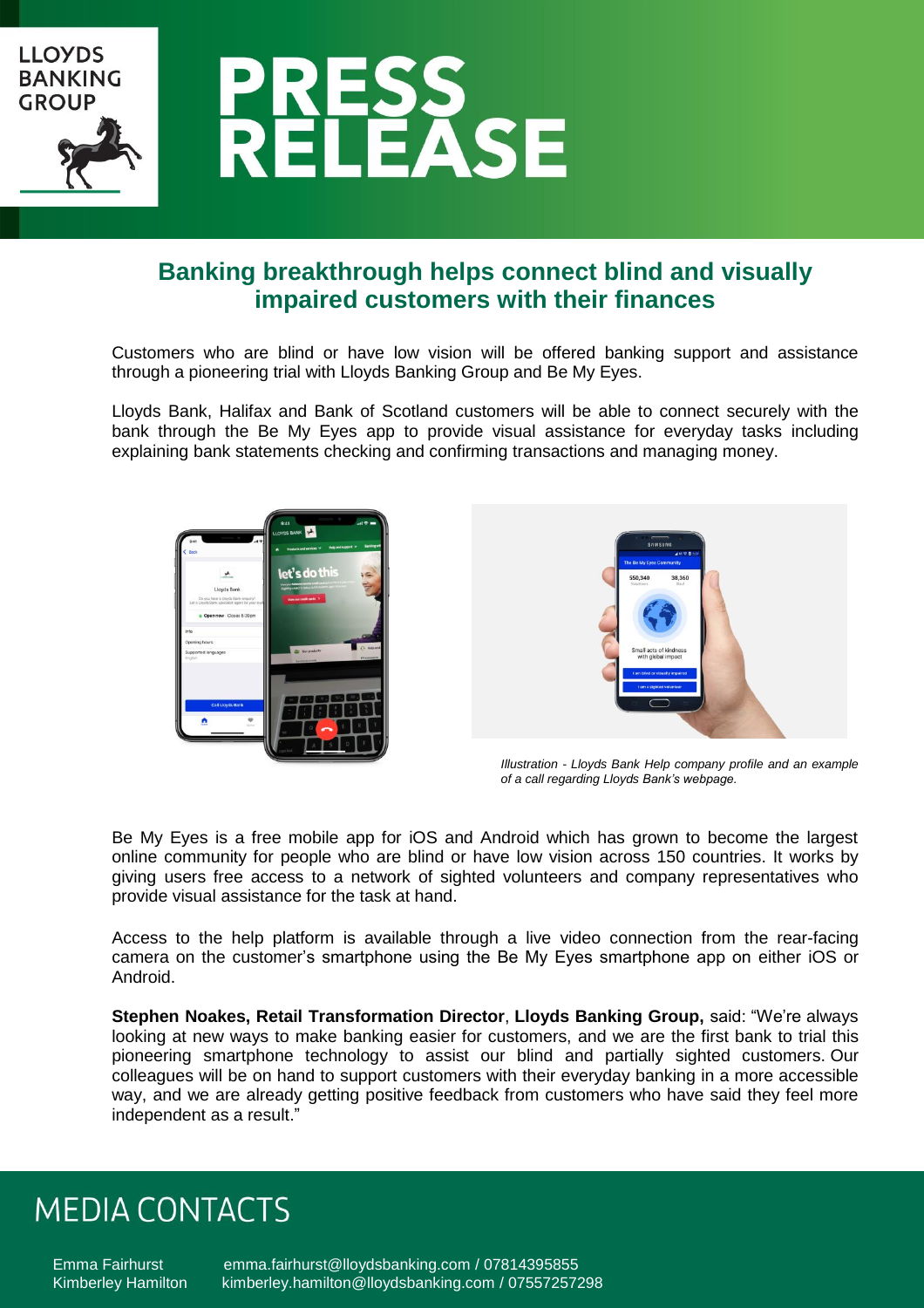LLOYDS BANKING GROUP

# PRESS RELEASE

## Banking breakthrough helps connect blind and visually impaired customers with their finances

Customers who are blind or have low vision will be offered banking support and assistance through a pioneering trial with Lloyds Banking Group and Be My Eyes.

Lloyds Bank, Halifax and Bank of Scotland customers will be able to connect securely with the bank through the Be My Eyes app to provide visual assistance for everyday tasks including explaining bank statements checking and confirming transactions and managing money.

*Illustration - Lloyds Bank Help company profile and an example of a call regarding Lloyds Bank's webpage.*

Be My Eyes is a free mobile app for iOS and Android which has grown to become the largest online community for people who are blind or have low vision across 150 countries. It works by giving users free access to a network of sighted volunteers and company representatives who provide visual assistance for the task at hand.

Access to the help platform is available through a live video connection from the rear-facing camera on the customer's smartphone using the Be My Eyes smartphone app on either iOS or Android.

**Stephen Noakes, Retail Transformation Director**, **Lloyds Banking Group,** said: "We're always looking at new ways to make banking easier for customers, and we are the first bank to trial this pioneering smartphone technology to assist our blind and partially sighted customers. Our colleagues will be on hand to support customers with their everyday banking in a more accessible way, and we are already getting positive feedback from customers who have said they feel more independent as a result."

## MEDIA CONTACTS

Emma Fairhurst emma.fairhurst@lloydsbanking.com / 07814395855
Kimberley Hamilton kimberley.hamilton@lloydsbanking.com / 07557257298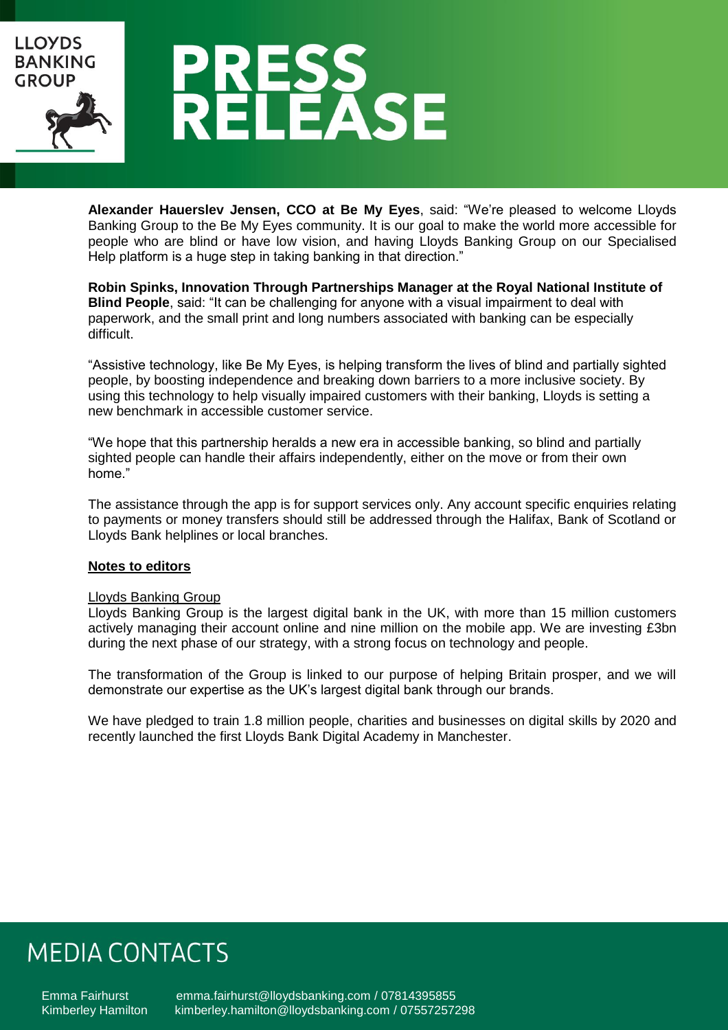**Alexander Hauerslev Jensen, CCO at Be My Eyes**, said: "We're pleased to welcome Lloyds Banking Group to the Be My Eyes community. It is our goal to make the world more accessible for people who are blind or have low vision, and having Lloyds Banking Group on our Specialised Help platform is a huge step in taking banking in that direction."

**Robin Spinks, Innovation Through Partnerships Manager at the Royal National Institute of Blind People**, said: "It can be challenging for anyone with a visual impairment to deal with paperwork, and the small print and long numbers associated with banking can be especially difficult.

"Assistive technology, like Be My Eyes, is helping transform the lives of blind and partially sighted people, by boosting independence and breaking down barriers to a more inclusive society. By using this technology to help visually impaired customers with their banking, Lloyds is setting a new benchmark in accessible customer service.

"We hope that this partnership heralds a new era in accessible banking, so blind and partially sighted people can handle their affairs independently, either on the move or from their own home."

The assistance through the app is for support services only. Any account specific enquiries relating to payments or money transfers should still be addressed through the Halifax, Bank of Scotland or Lloyds Bank helplines or local branches.

**Notes to editors**

Lloyds Banking Group

Lloyds Banking Group is the largest digital bank in the UK, with more than 15 million customers actively managing their account online and nine million on the mobile app. We are investing £3bn during the next phase of our strategy, with a strong focus on technology and people.

The transformation of the Group is linked to our purpose of helping Britain prosper, and we will demonstrate our expertise as the UK's largest digital bank through our brands.

We have pledged to train 1.8 million people, charities and businesses on digital skills by 2020 and recently launched the first Lloyds Bank Digital Academy in Manchester.

## MEDIA CONTACTS

Emma Fairhurst emma.fairhurst@lloydsbanking.com / 07814395855

Kimberley Hamilton kimberley.hamilton@lloydsbanking.com / 07557257298